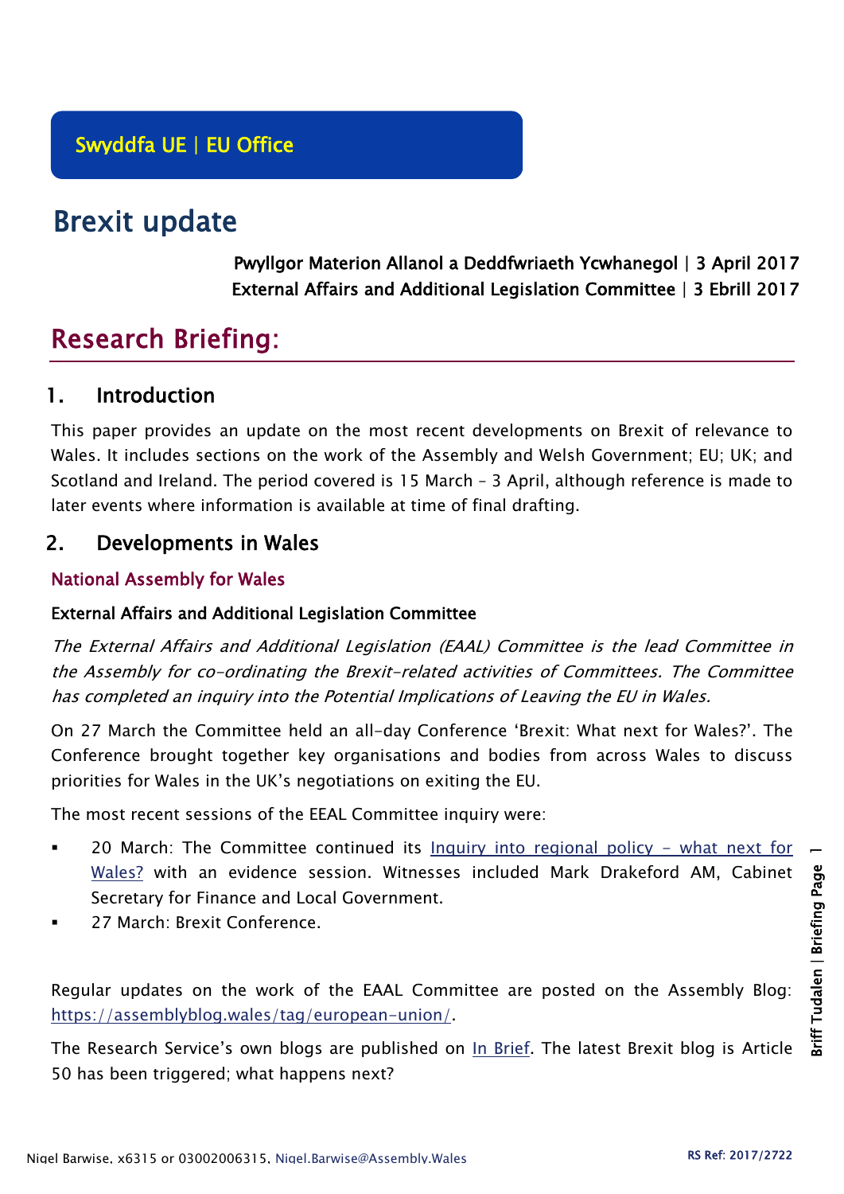Swyddfa UE | EU Office

# Brexit update

**Pwyllgor Materion Allanol a Deddfwriaeth Ycwhanegol | 3 April 2017**
**External Affairs and Additional Legislation Committee | 3 Ebrill 2017**

# Research Briefing:

## 1. Introduction

This paper provides an update on the most recent developments on Brexit of relevance to Wales. It includes sections on the work of the Assembly and Welsh Government; EU; UK; and Scotland and Ireland. The period covered is 15 March – 3 April, although reference is made to later events where information is available at time of final drafting.

## 2. Developments in Wales

### National Assembly for Wales

#### External Affairs and Additional Legislation Committee

*The External Affairs and Additional Legislation (EAAL) Committee is the lead Committee in the Assembly for co-ordinating the Brexit-related activities of Committees. The Committee has completed an inquiry into the Potential Implications of Leaving the EU in Wales.*

On 27 March the Committee held an all-day Conference 'Brexit: What next for Wales?'. The Conference brought together key organisations and bodies from across Wales to discuss priorities for Wales in the UK's negotiations on exiting the EU.

The most recent sessions of the EEAL Committee inquiry were:

- 20 March: The Committee continued its Inquiry into regional policy – what next for Wales? with an evidence session. Witnesses included Mark Drakeford AM, Cabinet Secretary for Finance and Local Government.
- 27 March: Brexit Conference.

Regular updates on the work of the EAAL Committee are posted on the Assembly Blog: https://assemblyblog.wales/tag/european-union/.

The Research Service's own blogs are published on In Brief. The latest Brexit blog is Article 50 has been triggered; what happens next?

Nigel Barwise, x6315 or 03002006315, Nigel.Barwise@Assembly.Wales

RS Ref: 2017/2722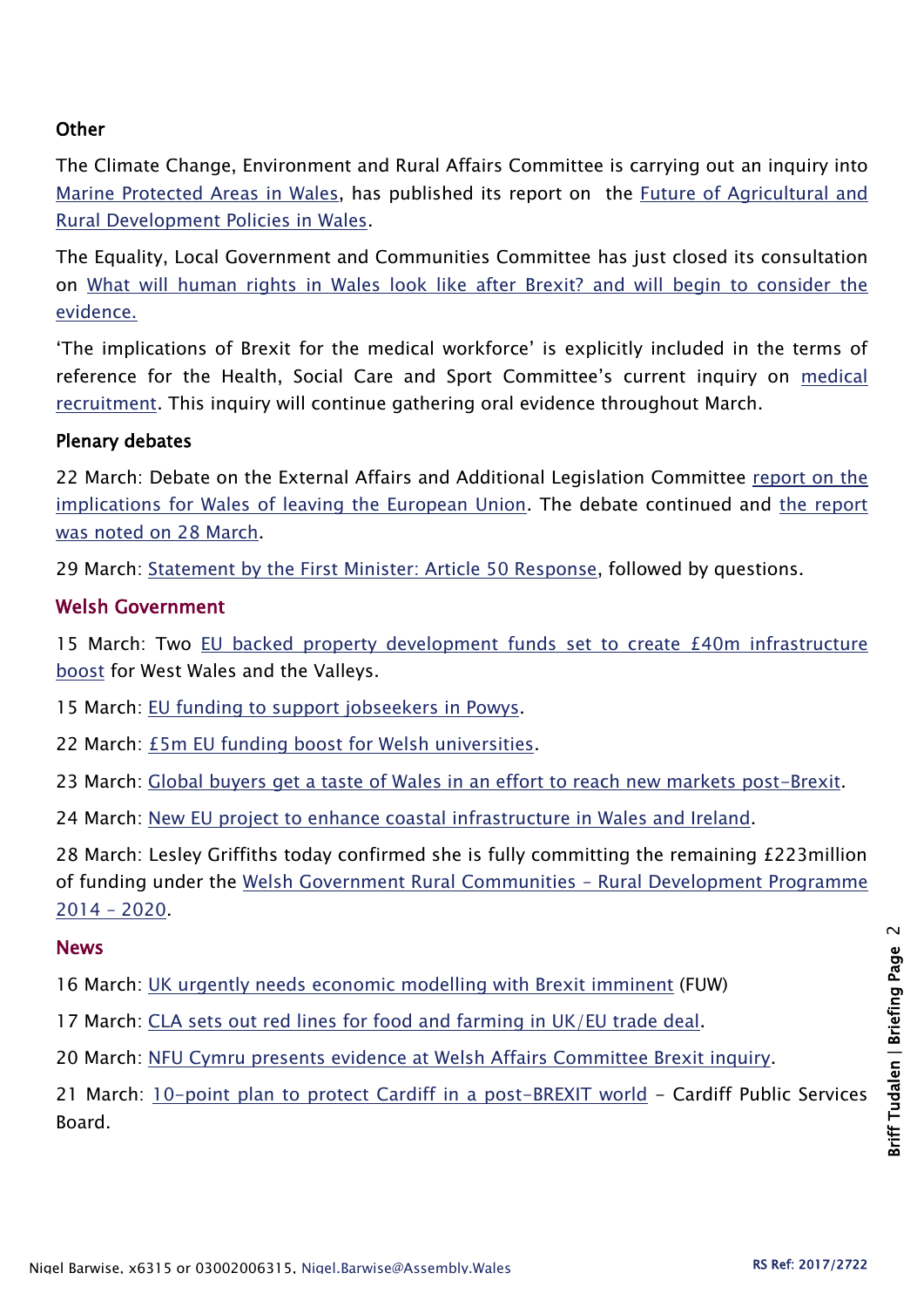### Other

The Climate Change, Environment and Rural Affairs Committee is carrying out an inquiry into Marine Protected Areas in Wales, has published its report on the Future of Agricultural and Rural Development Policies in Wales.

The Equality, Local Government and Communities Committee has just closed its consultation on What will human rights in Wales look like after Brexit? and will begin to consider the evidence.

'The implications of Brexit for the medical workforce' is explicitly included in the terms of reference for the Health, Social Care and Sport Committee's current inquiry on medical recruitment. This inquiry will continue gathering oral evidence throughout March.

### Plenary debates

22 March: Debate on the External Affairs and Additional Legislation Committee report on the implications for Wales of leaving the European Union. The debate continued and the report was noted on 28 March.

29 March: Statement by the First Minister: Article 50 Response, followed by questions.

## Welsh Government

15 March: Two EU backed property development funds set to create £40m infrastructure boost for West Wales and the Valleys.

15 March: EU funding to support jobseekers in Powys.

22 March: £5m EU funding boost for Welsh universities.

23 March: Global buyers get a taste of Wales in an effort to reach new markets post-Brexit.

24 March: New EU project to enhance coastal infrastructure in Wales and Ireland.

28 March: Lesley Griffiths today confirmed she is fully committing the remaining £223million of funding under the Welsh Government Rural Communities – Rural Development Programme 2014 – 2020.

## News

16 March: UK urgently needs economic modelling with Brexit imminent (FUW)

17 March: CLA sets out red lines for food and farming in UK/EU trade deal.

20 March: NFU Cymru presents evidence at Welsh Affairs Committee Brexit inquiry.

21 March: 10-point plan to protect Cardiff in a post-BREXIT world – Cardiff Public Services Board.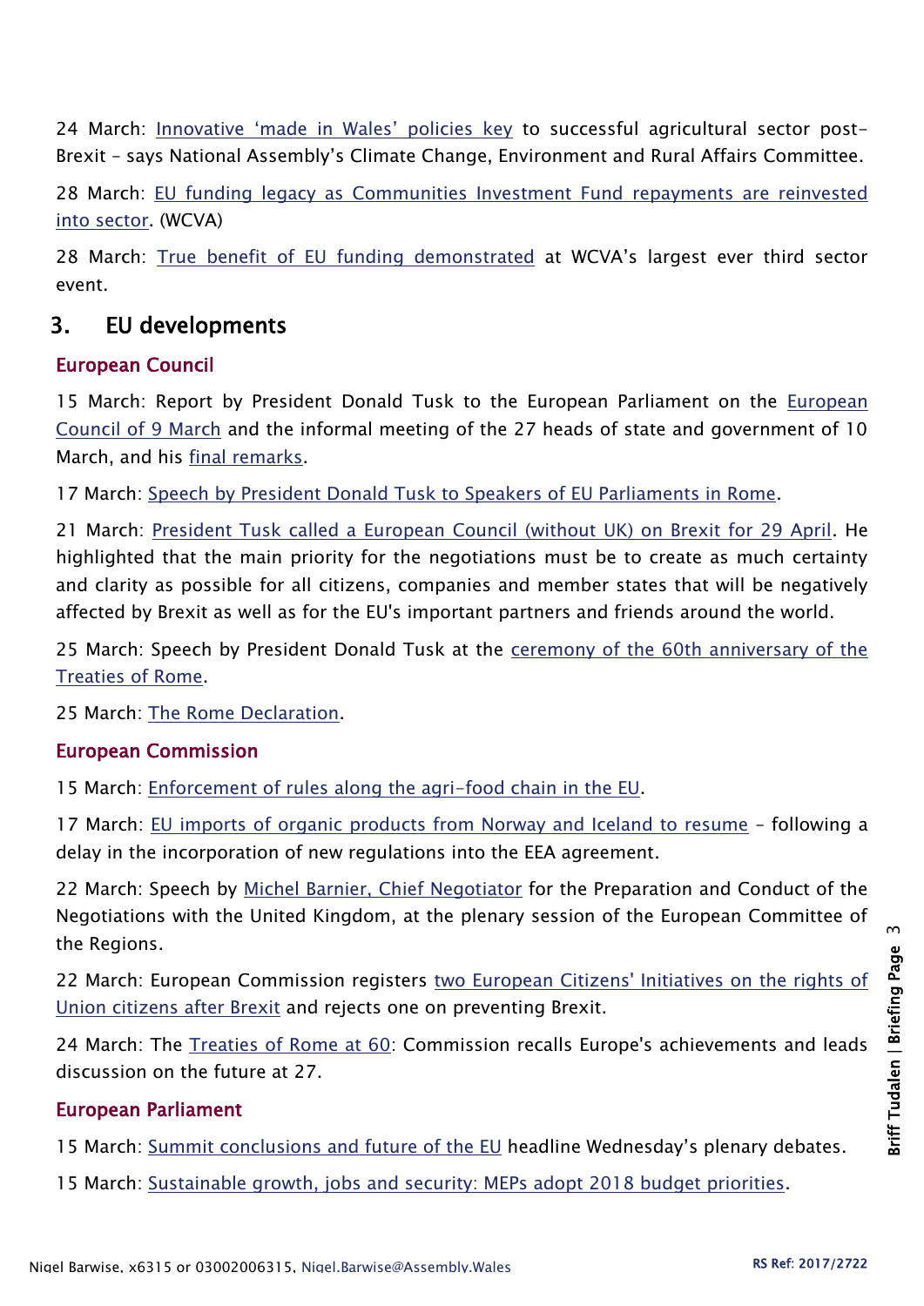24 March: Innovative 'made in Wales' policies key to successful agricultural sector post-Brexit – says National Assembly's Climate Change, Environment and Rural Affairs Committee.

28 March: EU funding legacy as Communities Investment Fund repayments are reinvested into sector. (WCVA)

28 March: True benefit of EU funding demonstrated at WCVA's largest ever third sector event.

## 3. EU developments

### European Council

15 March: Report by President Donald Tusk to the European Parliament on the European Council of 9 March and the informal meeting of the 27 heads of state and government of 10 March, and his final remarks.

17 March: Speech by President Donald Tusk to Speakers of EU Parliaments in Rome.

21 March: President Tusk called a European Council (without UK) on Brexit for 29 April. He highlighted that the main priority for the negotiations must be to create as much certainty and clarity as possible for all citizens, companies and member states that will be negatively affected by Brexit as well as for the EU's important partners and friends around the world.

25 March: Speech by President Donald Tusk at the ceremony of the 60th anniversary of the Treaties of Rome.

25 March: The Rome Declaration.

### European Commission

15 March: Enforcement of rules along the agri-food chain in the EU.

17 March: EU imports of organic products from Norway and Iceland to resume – following a delay in the incorporation of new regulations into the EEA agreement.

22 March: Speech by Michel Barnier, Chief Negotiator for the Preparation and Conduct of the Negotiations with the United Kingdom, at the plenary session of the European Committee of the Regions.

22 March: European Commission registers two European Citizens' Initiatives on the rights of Union citizens after Brexit and rejects one on preventing Brexit.

24 March: The Treaties of Rome at 60: Commission recalls Europe's achievements and leads discussion on the future at 27.

### European Parliament

15 March: Summit conclusions and future of the EU headline Wednesday's plenary debates.

15 March: Sustainable growth, jobs and security: MEPs adopt 2018 budget priorities.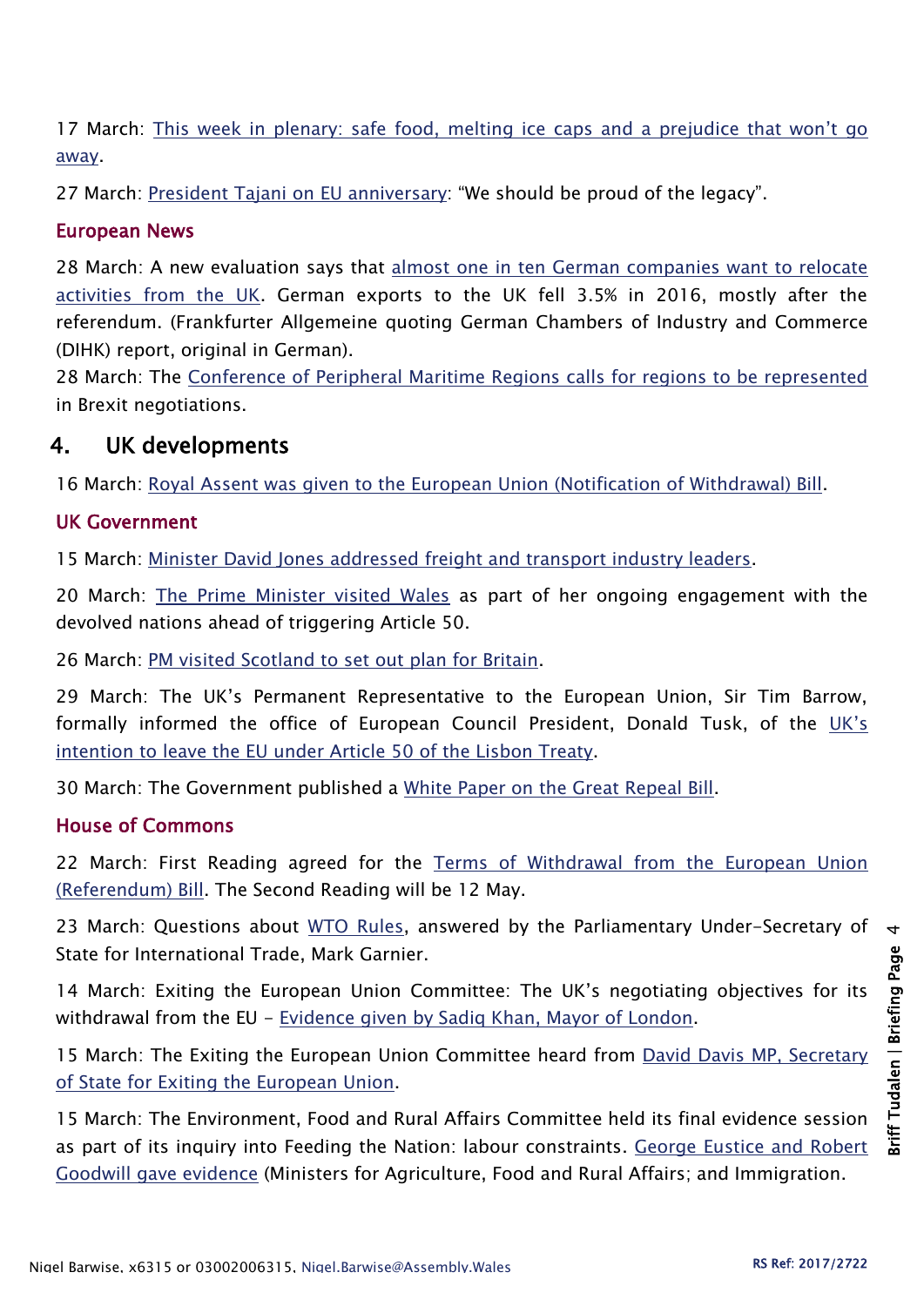17 March: This week in plenary: safe food, melting ice caps and a prejudice that won't go away.

27 March: President Tajani on EU anniversary: "We should be proud of the legacy".

### European News

28 March: A new evaluation says that almost one in ten German companies want to relocate activities from the UK. German exports to the UK fell 3.5% in 2016, mostly after the referendum. (Frankfurter Allgemeine quoting German Chambers of Industry and Commerce (DIHK) report, original in German).

28 March: The Conference of Peripheral Maritime Regions calls for regions to be represented in Brexit negotiations.

## 4. UK developments

16 March: Royal Assent was given to the European Union (Notification of Withdrawal) Bill.

### UK Government

15 March: Minister David Jones addressed freight and transport industry leaders.

20 March: The Prime Minister visited Wales as part of her ongoing engagement with the devolved nations ahead of triggering Article 50.

26 March: PM visited Scotland to set out plan for Britain.

29 March: The UK's Permanent Representative to the European Union, Sir Tim Barrow, formally informed the office of European Council President, Donald Tusk, of the UK's intention to leave the EU under Article 50 of the Lisbon Treaty.

30 March: The Government published a White Paper on the Great Repeal Bill.

### House of Commons

22 March: First Reading agreed for the Terms of Withdrawal from the European Union (Referendum) Bill. The Second Reading will be 12 May.

23 March: Questions about WTO Rules, answered by the Parliamentary Under-Secretary of State for International Trade, Mark Garnier.

14 March: Exiting the European Union Committee: The UK's negotiating objectives for its withdrawal from the EU – Evidence given by Sadiq Khan, Mayor of London.

15 March: The Exiting the European Union Committee heard from David Davis MP, Secretary of State for Exiting the European Union.

15 March: The Environment, Food and Rural Affairs Committee held its final evidence session as part of its inquiry into Feeding the Nation: labour constraints. George Eustice and Robert Goodwill gave evidence (Ministers for Agriculture, Food and Rural Affairs; and Immigration.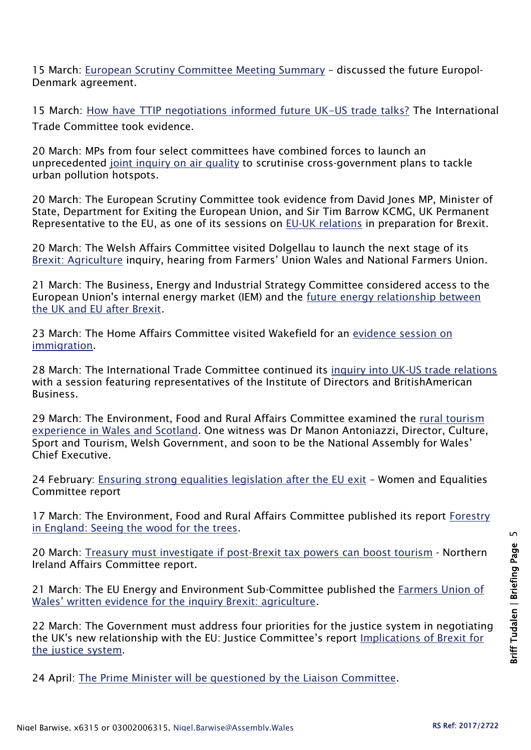15 March: European Scrutiny Committee Meeting Summary – discussed the future Europol-Denmark agreement.

15 March: How have TTIP negotiations informed future UK-US trade talks? The International Trade Committee took evidence.

20 March: MPs from four select committees have combined forces to launch an unprecedented joint inquiry on air quality to scrutinise cross-government plans to tackle urban pollution hotspots.

20 March: The European Scrutiny Committee took evidence from David Jones MP, Minister of State, Department for Exiting the European Union, and Sir Tim Barrow KCMG, UK Permanent Representative to the EU, as one of its sessions on EU-UK relations in preparation for Brexit.

20 March: The Welsh Affairs Committee visited Dolgellau to launch the next stage of its Brexit: Agriculture inquiry, hearing from Farmers' Union Wales and National Farmers Union.

21 March: The Business, Energy and Industrial Strategy Committee considered access to the European Union's internal energy market (IEM) and the future energy relationship between the UK and EU after Brexit.

23 March: The Home Affairs Committee visited Wakefield for an evidence session on immigration.

28 March: The International Trade Committee continued its inquiry into UK-US trade relations with a session featuring representatives of the Institute of Directors and BritishAmerican Business.

29 March: The Environment, Food and Rural Affairs Committee examined the rural tourism experience in Wales and Scotland. One witness was Dr Manon Antoniazzi, Director, Culture, Sport and Tourism, Welsh Government, and soon to be the National Assembly for Wales' Chief Executive.

24 February: Ensuring strong equalities legislation after the EU exit – Women and Equalities Committee report

17 March: The Environment, Food and Rural Affairs Committee published its report Forestry in England: Seeing the wood for the trees.

20 March: Treasury must investigate if post-Brexit tax powers can boost tourism - Northern Ireland Affairs Committee report.

21 March: The EU Energy and Environment Sub-Committee published the Farmers Union of Wales' written evidence for the inquiry Brexit: agriculture.

22 March: The Government must address four priorities for the justice system in negotiating the UK's new relationship with the EU: Justice Committee's report Implications of Brexit for the justice system.

24 April: The Prime Minister will be questioned by the Liaison Committee.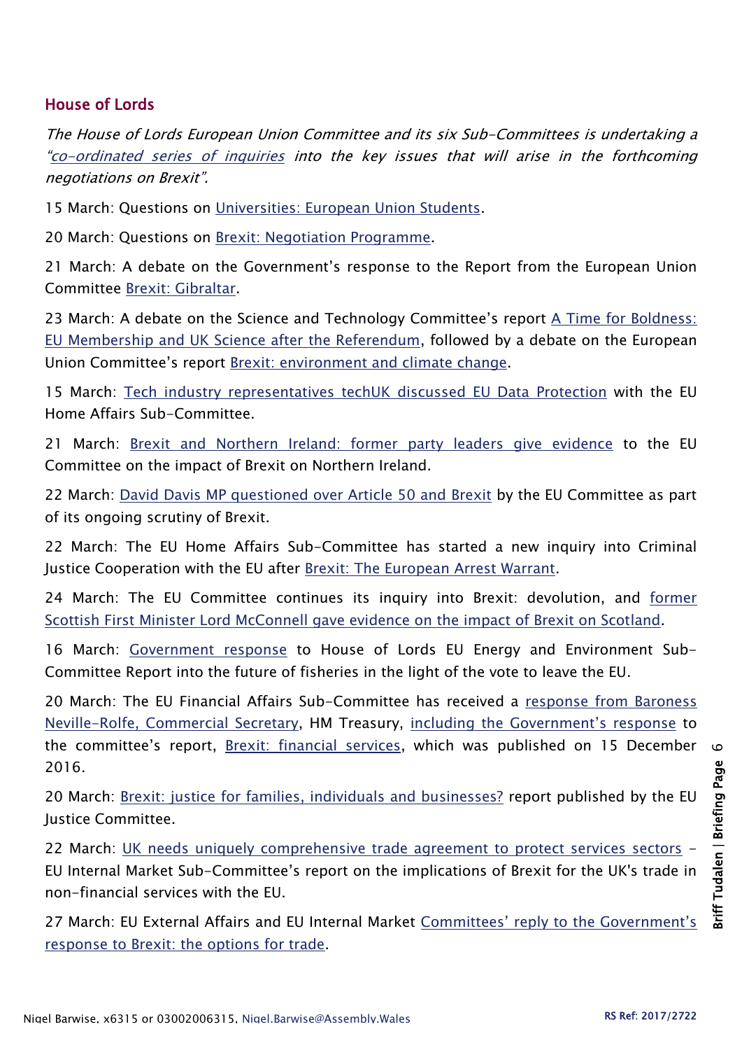## House of Lords

*The House of Lords European Union Committee and its six Sub-Committees is undertaking a "co-ordinated series of inquiries into the key issues that will arise in the forthcoming negotiations on Brexit".*

15 March: Questions on Universities: European Union Students.

20 March: Questions on Brexit: Negotiation Programme.

21 March: A debate on the Government's response to the Report from the European Union Committee Brexit: Gibraltar.

23 March: A debate on the Science and Technology Committee's report A Time for Boldness: EU Membership and UK Science after the Referendum, followed by a debate on the European Union Committee's report Brexit: environment and climate change.

15 March: Tech industry representatives techUK discussed EU Data Protection with the EU Home Affairs Sub-Committee.

21 March: Brexit and Northern Ireland: former party leaders give evidence to the EU Committee on the impact of Brexit on Northern Ireland.

22 March: David Davis MP questioned over Article 50 and Brexit by the EU Committee as part of its ongoing scrutiny of Brexit.

22 March: The EU Home Affairs Sub-Committee has started a new inquiry into Criminal Justice Cooperation with the EU after Brexit: The European Arrest Warrant.

24 March: The EU Committee continues its inquiry into Brexit: devolution, and former Scottish First Minister Lord McConnell gave evidence on the impact of Brexit on Scotland.

16 March: Government response to House of Lords EU Energy and Environment Sub-Committee Report into the future of fisheries in the light of the vote to leave the EU.

20 March: The EU Financial Affairs Sub-Committee has received a response from Baroness Neville-Rolfe, Commercial Secretary, HM Treasury, including the Government's response to the committee's report, Brexit: financial services, which was published on 15 December 2016.

20 March: Brexit: justice for families, individuals and businesses? report published by the EU Justice Committee.

22 March: UK needs uniquely comprehensive trade agreement to protect services sectors – EU Internal Market Sub-Committee's report on the implications of Brexit for the UK's trade in non-financial services with the EU.

27 March: EU External Affairs and EU Internal Market Committees' reply to the Government's response to Brexit: the options for trade.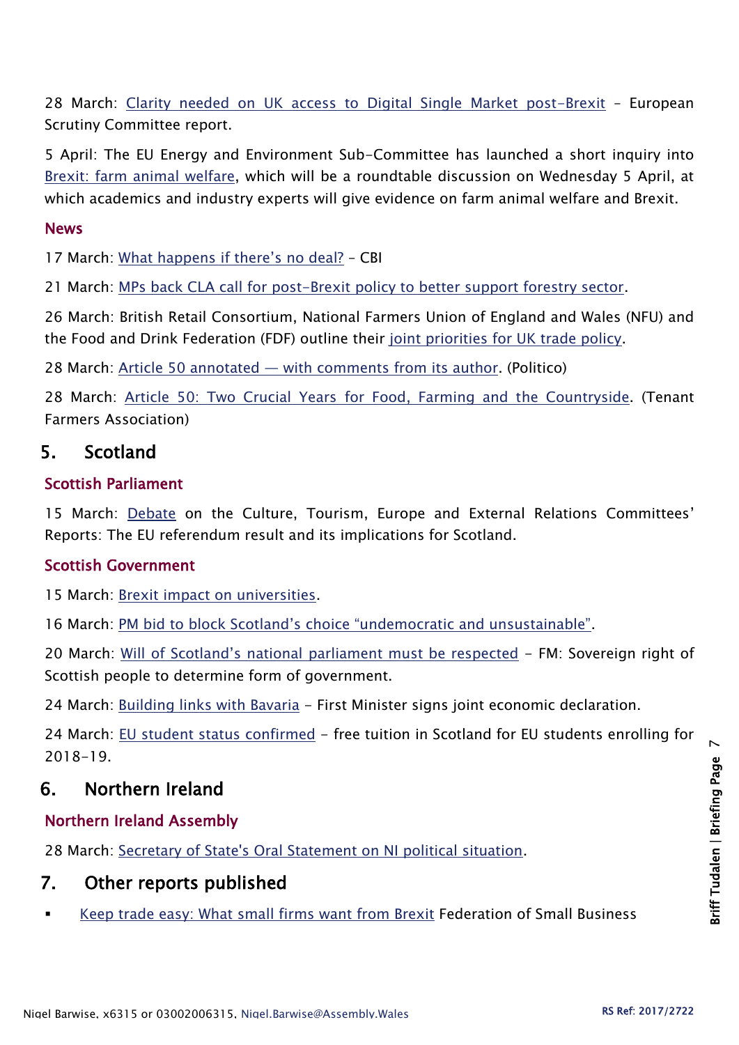28 March: Clarity needed on UK access to Digital Single Market post-Brexit – European Scrutiny Committee report.

5 April: The EU Energy and Environment Sub-Committee has launched a short inquiry into Brexit: farm animal welfare, which will be a roundtable discussion on Wednesday 5 April, at which academics and industry experts will give evidence on farm animal welfare and Brexit.

### News

17 March: What happens if there's no deal? – CBI

21 March: MPs back CLA call for post-Brexit policy to better support forestry sector.

26 March: British Retail Consortium, National Farmers Union of England and Wales (NFU) and the Food and Drink Federation (FDF) outline their joint priorities for UK trade policy.

28 March: Article 50 annotated — with comments from its author. (Politico)

28 March: Article 50: Two Crucial Years for Food, Farming and the Countryside. (Tenant Farmers Association)

## 5. Scotland

### Scottish Parliament

15 March: Debate on the Culture, Tourism, Europe and External Relations Committees' Reports: The EU referendum result and its implications for Scotland.

### Scottish Government

15 March: Brexit impact on universities.

16 March: PM bid to block Scotland's choice "undemocratic and unsustainable".

20 March: Will of Scotland's national parliament must be respected – FM: Sovereign right of Scottish people to determine form of government.

24 March: Building links with Bavaria – First Minister signs joint economic declaration.

24 March: EU student status confirmed – free tuition in Scotland for EU students enrolling for 2018-19.

## 6. Northern Ireland

### Northern Ireland Assembly

28 March: Secretary of State's Oral Statement on NI political situation.

## 7. Other reports published

- Keep trade easy: What small firms want from Brexit Federation of Small Business

Nigel Barwise, x6315 or 03002006315, Nigel.Barwise@Assembly.Wales

RS Ref: 2017/2722